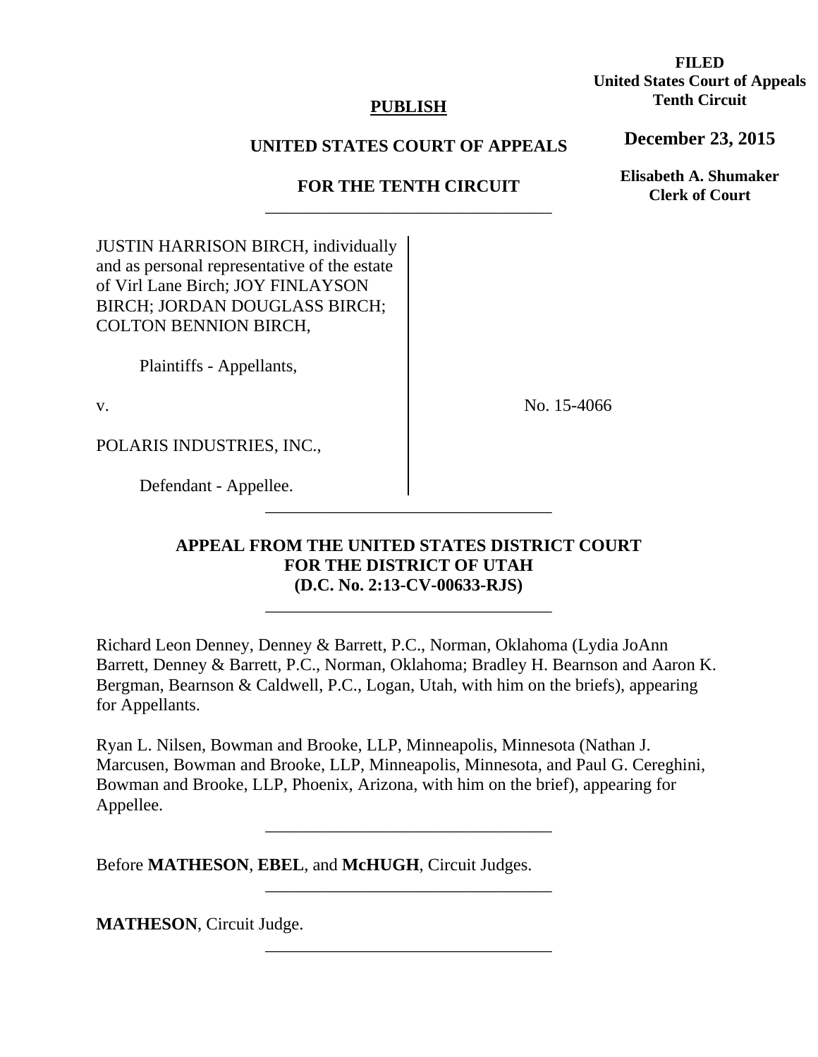**FILED**
**United States Court of Appeals**
**Tenth Circuit**

**December 23, 2015**

**Elisabeth A. Shumaker**
**Clerk of Court**

**PUBLISH**

**UNITED STATES COURT OF APPEALS**

**FOR THE TENTH CIRCUIT**

---

JUSTIN HARRISON BIRCH, individually and as personal representative of the estate of Virl Lane Birch; JOY FINLAYSON BIRCH; JORDAN DOUGLASS BIRCH; COLTON BENNION BIRCH,

Plaintiffs - Appellants,

v.

POLARIS INDUSTRIES, INC.,

Defendant - Appellee.

No. 15-4066

---

**APPEAL FROM THE UNITED STATES DISTRICT COURT**
**FOR THE DISTRICT OF UTAH**
**(D.C. No. 2:13-CV-00633-RJS)**

---

Richard Leon Denney, Denney & Barrett, P.C., Norman, Oklahoma (Lydia JoAnn Barrett, Denney & Barrett, P.C., Norman, Oklahoma; Bradley H. Bearnson and Aaron K. Bergman, Bearnson & Caldwell, P.C., Logan, Utah, with him on the briefs), appearing for Appellants.

Ryan L. Nilsen, Bowman and Brooke, LLP, Minneapolis, Minnesota (Nathan J. Marcusen, Bowman and Brooke, LLP, Minneapolis, Minnesota, and Paul G. Cereghini, Bowman and Brooke, LLP, Phoenix, Arizona, with him on the brief), appearing for Appellee.

---

Before **MATHESON**, **EBEL**, and **McHUGH**, Circuit Judges.

---

**MATHESON**, Circuit Judge.

---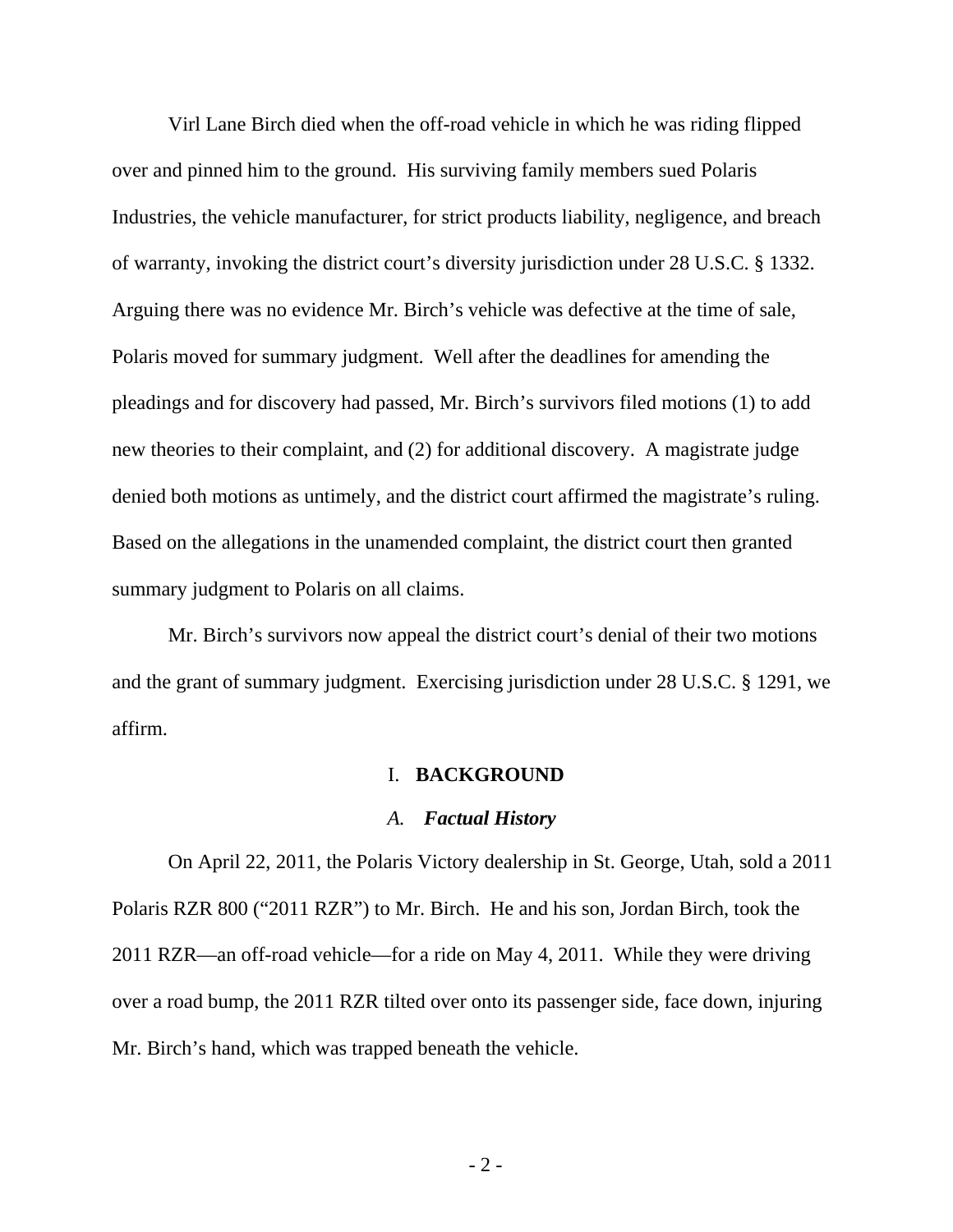Virl Lane Birch died when the off-road vehicle in which he was riding flipped over and pinned him to the ground. His surviving family members sued Polaris Industries, the vehicle manufacturer, for strict products liability, negligence, and breach of warranty, invoking the district court's diversity jurisdiction under 28 U.S.C. § 1332. Arguing there was no evidence Mr. Birch's vehicle was defective at the time of sale, Polaris moved for summary judgment. Well after the deadlines for amending the pleadings and for discovery had passed, Mr. Birch's survivors filed motions (1) to add new theories to their complaint, and (2) for additional discovery. A magistrate judge denied both motions as untimely, and the district court affirmed the magistrate's ruling. Based on the allegations in the unamended complaint, the district court then granted summary judgment to Polaris on all claims.

Mr. Birch's survivors now appeal the district court's denial of their two motions and the grant of summary judgment. Exercising jurisdiction under 28 U.S.C. § 1291, we affirm.

## I. BACKGROUND

### *A. Factual History*

On April 22, 2011, the Polaris Victory dealership in St. George, Utah, sold a 2011 Polaris RZR 800 ("2011 RZR") to Mr. Birch. He and his son, Jordan Birch, took the 2011 RZR—an off-road vehicle—for a ride on May 4, 2011. While they were driving over a road bump, the 2011 RZR tilted over onto its passenger side, face down, injuring Mr. Birch's hand, which was trapped beneath the vehicle.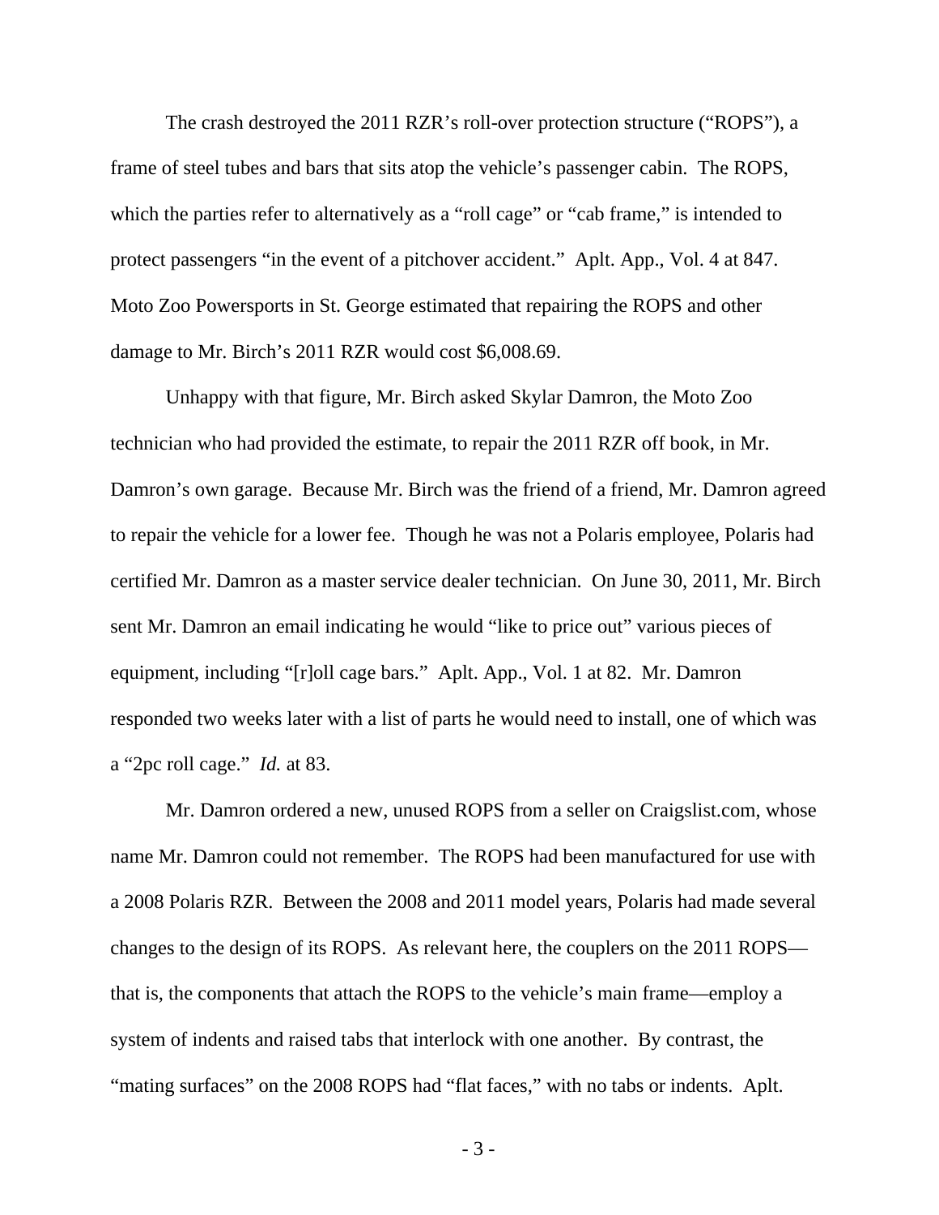The crash destroyed the 2011 RZR's roll-over protection structure ("ROPS"), a frame of steel tubes and bars that sits atop the vehicle's passenger cabin. The ROPS, which the parties refer to alternatively as a "roll cage" or "cab frame," is intended to protect passengers "in the event of a pitchover accident." Aplt. App., Vol. 4 at 847. Moto Zoo Powersports in St. George estimated that repairing the ROPS and other damage to Mr. Birch's 2011 RZR would cost $6,008.69.

Unhappy with that figure, Mr. Birch asked Skylar Damron, the Moto Zoo technician who had provided the estimate, to repair the 2011 RZR off book, in Mr. Damron's own garage. Because Mr. Birch was the friend of a friend, Mr. Damron agreed to repair the vehicle for a lower fee. Though he was not a Polaris employee, Polaris had certified Mr. Damron as a master service dealer technician. On June 30, 2011, Mr. Birch sent Mr. Damron an email indicating he would "like to price out" various pieces of equipment, including "[r]oll cage bars." Aplt. App., Vol. 1 at 82. Mr. Damron responded two weeks later with a list of parts he would need to install, one of which was a "2pc roll cage." *Id.* at 83.

Mr. Damron ordered a new, unused ROPS from a seller on Craigslist.com, whose name Mr. Damron could not remember. The ROPS had been manufactured for use with a 2008 Polaris RZR. Between the 2008 and 2011 model years, Polaris had made several changes to the design of its ROPS. As relevant here, the couplers on the 2011 ROPS—that is, the components that attach the ROPS to the vehicle's main frame—employ a system of indents and raised tabs that interlock with one another. By contrast, the "mating surfaces" on the 2008 ROPS had "flat faces," with no tabs or indents. Aplt.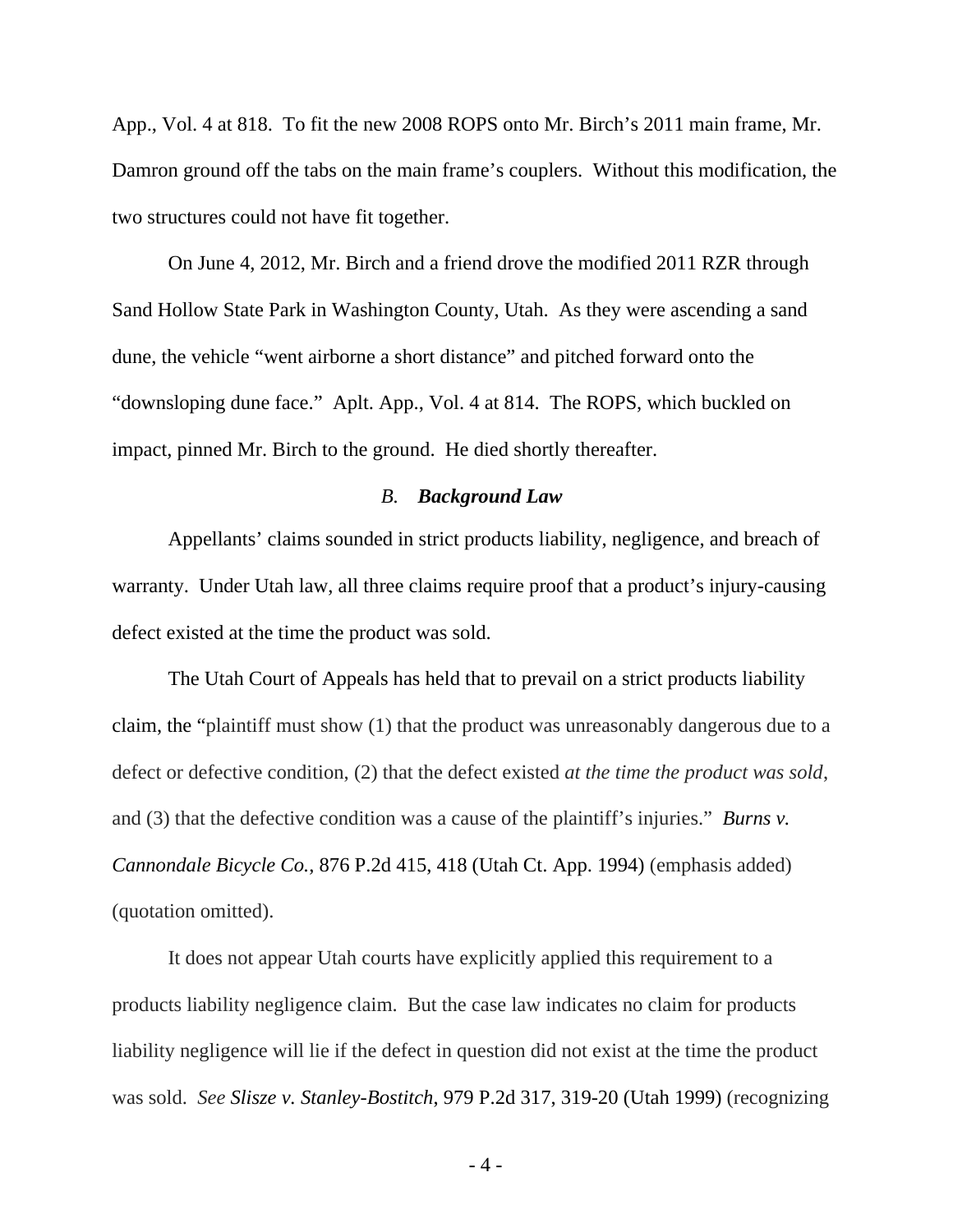App., Vol. 4 at 818. To fit the new 2008 ROPS onto Mr. Birch's 2011 main frame, Mr. Damron ground off the tabs on the main frame's couplers. Without this modification, the two structures could not have fit together.

On June 4, 2012, Mr. Birch and a friend drove the modified 2011 RZR through Sand Hollow State Park in Washington County, Utah. As they were ascending a sand dune, the vehicle "went airborne a short distance" and pitched forward onto the "downsloping dune face." Aplt. App., Vol. 4 at 814. The ROPS, which buckled on impact, pinned Mr. Birch to the ground. He died shortly thereafter.

### *B. Background Law*

Appellants' claims sounded in strict products liability, negligence, and breach of warranty. Under Utah law, all three claims require proof that a product's injury-causing defect existed at the time the product was sold.

The Utah Court of Appeals has held that to prevail on a strict products liability claim, the "plaintiff must show (1) that the product was unreasonably dangerous due to a defect or defective condition, (2) that the defect existed *at the time the product was sold*, and (3) that the defective condition was a cause of the plaintiff's injuries." *Burns v. Cannondale Bicycle Co.*, 876 P.2d 415, 418 (Utah Ct. App. 1994) (emphasis added) (quotation omitted).

It does not appear Utah courts have explicitly applied this requirement to a products liability negligence claim. But the case law indicates no claim for products liability negligence will lie if the defect in question did not exist at the time the product was sold. *See Slisze v. Stanley-Bostitch*, 979 P.2d 317, 319-20 (Utah 1999) (recognizing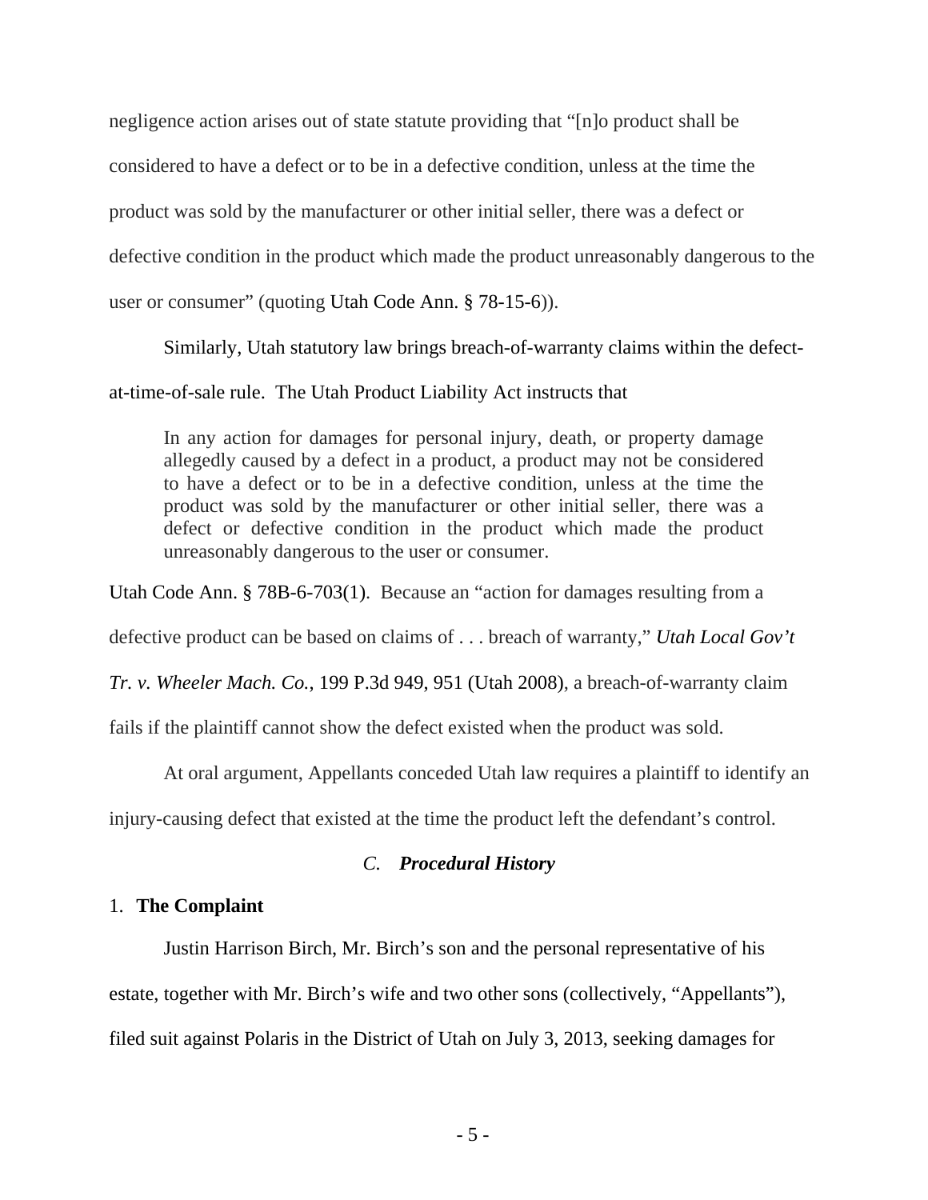negligence action arises out of state statute providing that "[n]o product shall be considered to have a defect or to be in a defective condition, unless at the time the product was sold by the manufacturer or other initial seller, there was a defect or defective condition in the product which made the product unreasonably dangerous to the user or consumer" (quoting Utah Code Ann. § 78-15-6)).

Similarly, Utah statutory law brings breach-of-warranty claims within the defect-at-time-of-sale rule. The Utah Product Liability Act instructs that

> In any action for damages for personal injury, death, or property damage allegedly caused by a defect in a product, a product may not be considered to have a defect or to be in a defective condition, unless at the time the product was sold by the manufacturer or other initial seller, there was a defect or defective condition in the product which made the product unreasonably dangerous to the user or consumer.

Utah Code Ann. § 78B-6-703(1). Because an "action for damages resulting from a defective product can be based on claims of . . . breach of warranty," *Utah Local Gov't Tr. v. Wheeler Mach. Co.*, 199 P.3d 949, 951 (Utah 2008), a breach-of-warranty claim fails if the plaintiff cannot show the defect existed when the product was sold.

At oral argument, Appellants conceded Utah law requires a plaintiff to identify an injury-causing defect that existed at the time the product left the defendant's control.

### *C. Procedural History*

#### 1. The Complaint

Justin Harrison Birch, Mr. Birch's son and the personal representative of his estate, together with Mr. Birch's wife and two other sons (collectively, "Appellants"), filed suit against Polaris in the District of Utah on July 3, 2013, seeking damages for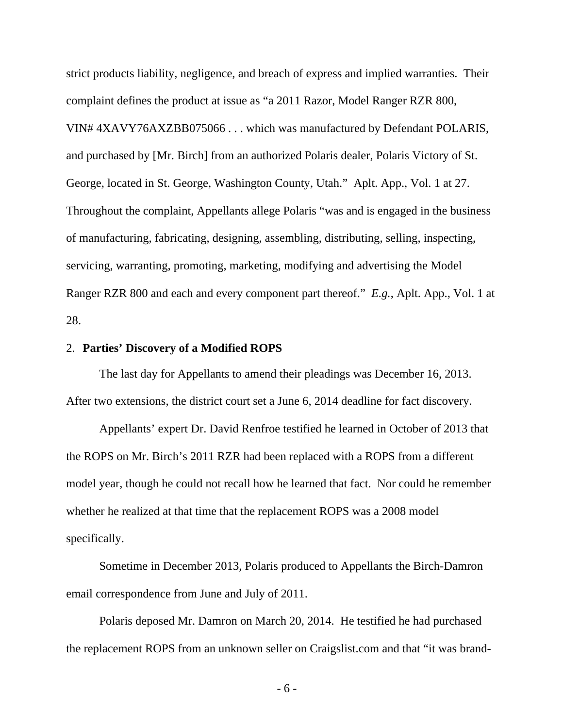strict products liability, negligence, and breach of express and implied warranties. Their complaint defines the product at issue as "a 2011 Razor, Model Ranger RZR 800, VIN# 4XAVY76AXZBB075066 . . . which was manufactured by Defendant POLARIS, and purchased by [Mr. Birch] from an authorized Polaris dealer, Polaris Victory of St. George, located in St. George, Washington County, Utah." Aplt. App., Vol. 1 at 27. Throughout the complaint, Appellants allege Polaris "was and is engaged in the business of manufacturing, fabricating, designing, assembling, distributing, selling, inspecting, servicing, warranting, promoting, marketing, modifying and advertising the Model Ranger RZR 800 and each and every component part thereof." *E.g.*, Aplt. App., Vol. 1 at 28.

2. **Parties' Discovery of a Modified ROPS**

The last day for Appellants to amend their pleadings was December 16, 2013. After two extensions, the district court set a June 6, 2014 deadline for fact discovery.

Appellants' expert Dr. David Renfroe testified he learned in October of 2013 that the ROPS on Mr. Birch's 2011 RZR had been replaced with a ROPS from a different model year, though he could not recall how he learned that fact. Nor could he remember whether he realized at that time that the replacement ROPS was a 2008 model specifically.

Sometime in December 2013, Polaris produced to Appellants the Birch-Damron email correspondence from June and July of 2011.

Polaris deposed Mr. Damron on March 20, 2014. He testified he had purchased the replacement ROPS from an unknown seller on Craigslist.com and that "it was brand-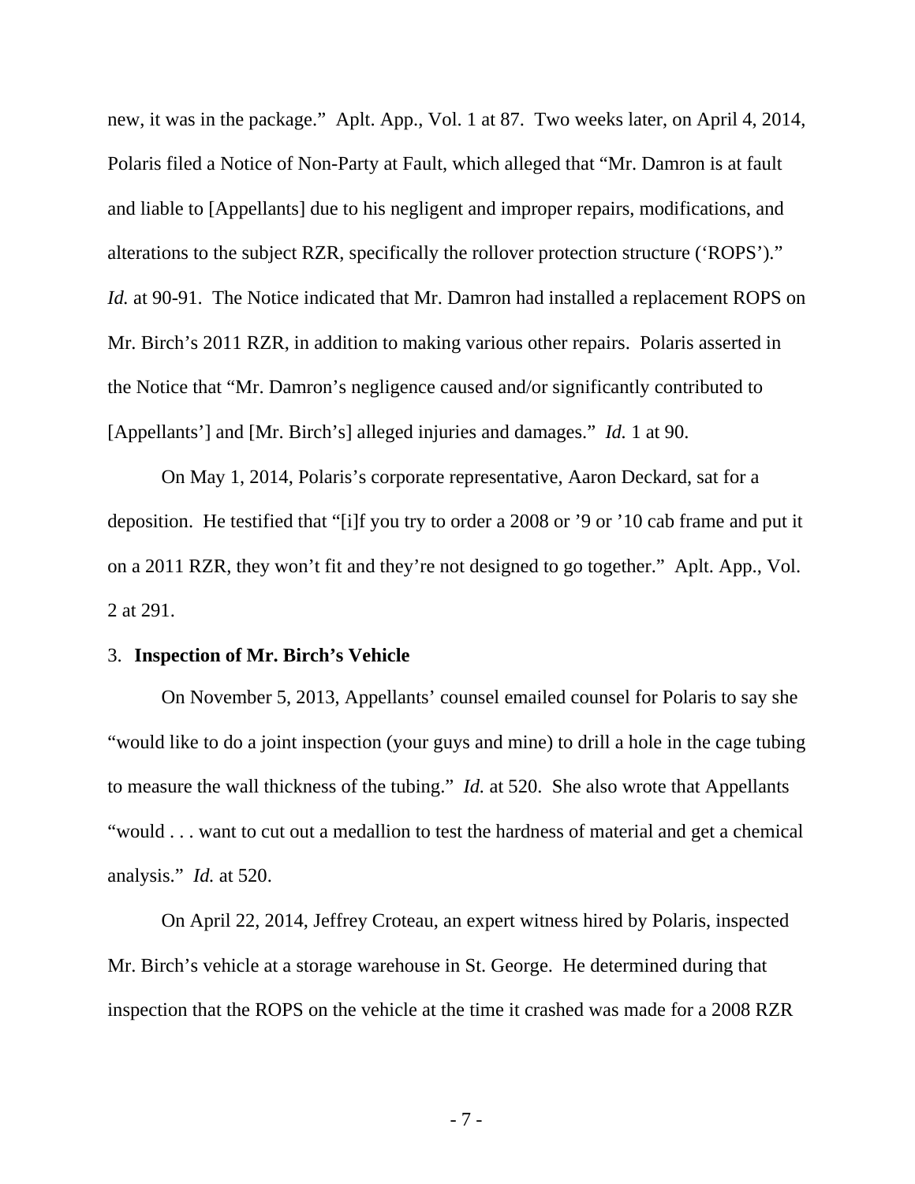new, it was in the package." Aplt. App., Vol. 1 at 87. Two weeks later, on April 4, 2014, Polaris filed a Notice of Non-Party at Fault, which alleged that "Mr. Damron is at fault and liable to [Appellants] due to his negligent and improper repairs, modifications, and alterations to the subject RZR, specifically the rollover protection structure ('ROPS')." *Id.* at 90-91. The Notice indicated that Mr. Damron had installed a replacement ROPS on Mr. Birch's 2011 RZR, in addition to making various other repairs. Polaris asserted in the Notice that "Mr. Damron's negligence caused and/or significantly contributed to [Appellants'] and [Mr. Birch's] alleged injuries and damages." *Id.* 1 at 90.

On May 1, 2014, Polaris's corporate representative, Aaron Deckard, sat for a deposition. He testified that "[i]f you try to order a 2008 or '9 or '10 cab frame and put it on a 2011 RZR, they won't fit and they're not designed to go together." Aplt. App., Vol. 2 at 291.

### 3. **Inspection of Mr. Birch's Vehicle**

On November 5, 2013, Appellants' counsel emailed counsel for Polaris to say she "would like to do a joint inspection (your guys and mine) to drill a hole in the cage tubing to measure the wall thickness of the tubing." *Id.* at 520. She also wrote that Appellants "would . . . want to cut out a medallion to test the hardness of material and get a chemical analysis." *Id.* at 520.

On April 22, 2014, Jeffrey Croteau, an expert witness hired by Polaris, inspected Mr. Birch's vehicle at a storage warehouse in St. George. He determined during that inspection that the ROPS on the vehicle at the time it crashed was made for a 2008 RZR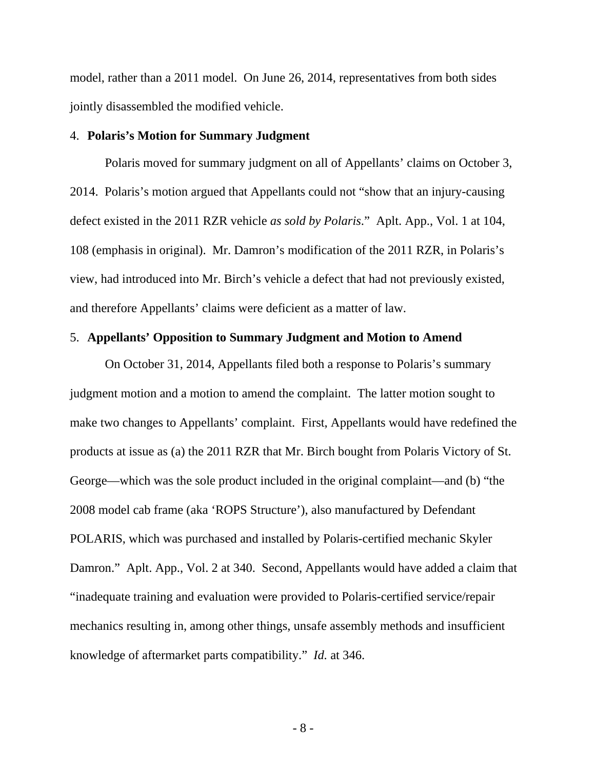model, rather than a 2011 model. On June 26, 2014, representatives from both sides jointly disassembled the modified vehicle.

4. **Polaris's Motion for Summary Judgment**

Polaris moved for summary judgment on all of Appellants' claims on October 3, 2014. Polaris's motion argued that Appellants could not "show that an injury-causing defect existed in the 2011 RZR vehicle *as sold by Polaris*." Aplt. App., Vol. 1 at 104, 108 (emphasis in original). Mr. Damron's modification of the 2011 RZR, in Polaris's view, had introduced into Mr. Birch's vehicle a defect that had not previously existed, and therefore Appellants' claims were deficient as a matter of law.

5. **Appellants' Opposition to Summary Judgment and Motion to Amend**

On October 31, 2014, Appellants filed both a response to Polaris's summary judgment motion and a motion to amend the complaint. The latter motion sought to make two changes to Appellants' complaint. First, Appellants would have redefined the products at issue as (a) the 2011 RZR that Mr. Birch bought from Polaris Victory of St. George—which was the sole product included in the original complaint—and (b) "the 2008 model cab frame (aka 'ROPS Structure'), also manufactured by Defendant POLARIS, which was purchased and installed by Polaris-certified mechanic Skyler Damron." Aplt. App., Vol. 2 at 340. Second, Appellants would have added a claim that "inadequate training and evaluation were provided to Polaris-certified service/repair mechanics resulting in, among other things, unsafe assembly methods and insufficient knowledge of aftermarket parts compatibility." *Id.* at 346.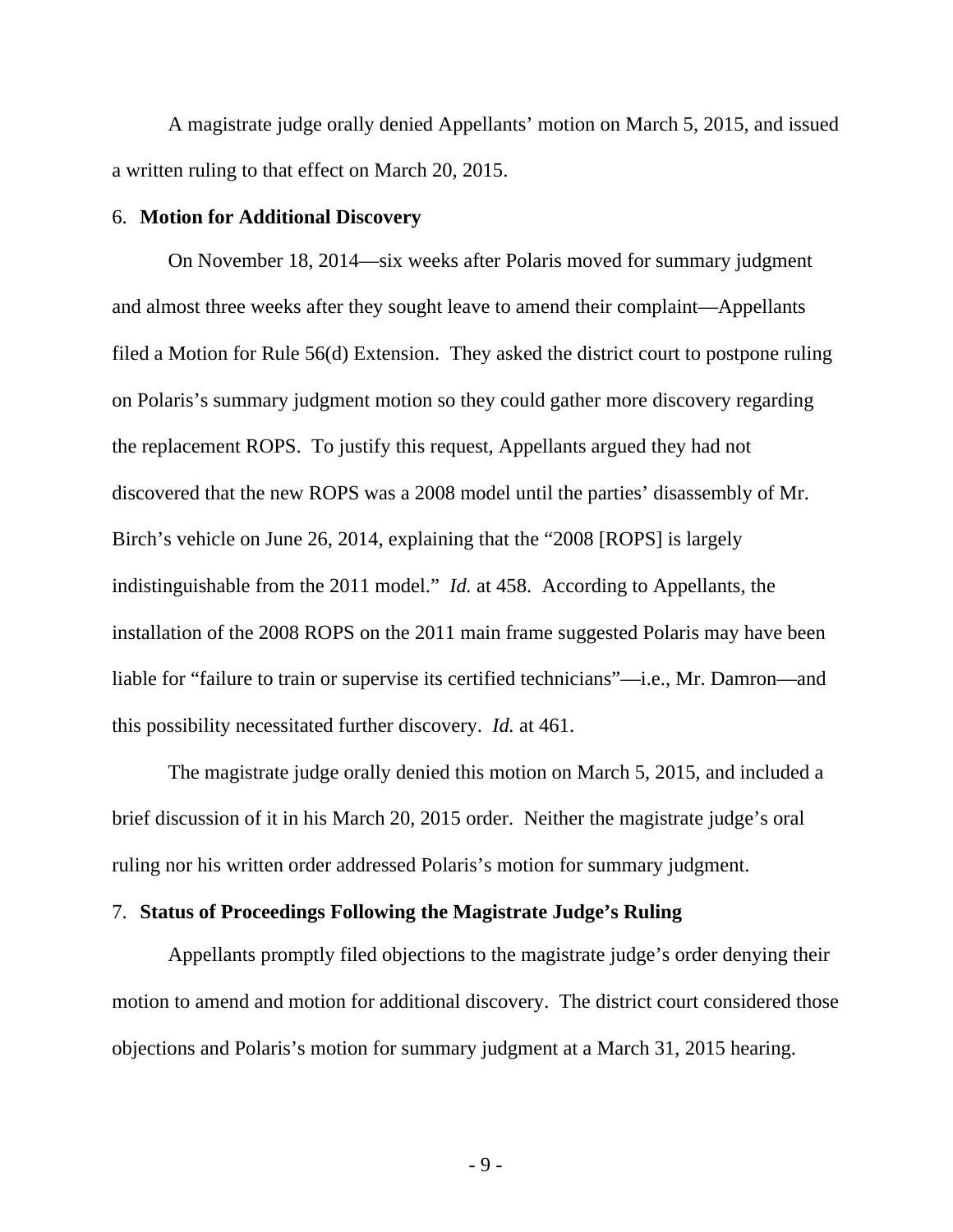A magistrate judge orally denied Appellants' motion on March 5, 2015, and issued a written ruling to that effect on March 20, 2015.

6. **Motion for Additional Discovery**

On November 18, 2014—six weeks after Polaris moved for summary judgment and almost three weeks after they sought leave to amend their complaint—Appellants filed a Motion for Rule 56(d) Extension. They asked the district court to postpone ruling on Polaris's summary judgment motion so they could gather more discovery regarding the replacement ROPS. To justify this request, Appellants argued they had not discovered that the new ROPS was a 2008 model until the parties' disassembly of Mr. Birch's vehicle on June 26, 2014, explaining that the "2008 [ROPS] is largely indistinguishable from the 2011 model." *Id.* at 458. According to Appellants, the installation of the 2008 ROPS on the 2011 main frame suggested Polaris may have been liable for "failure to train or supervise its certified technicians"—i.e., Mr. Damron—and this possibility necessitated further discovery. *Id.* at 461.

The magistrate judge orally denied this motion on March 5, 2015, and included a brief discussion of it in his March 20, 2015 order. Neither the magistrate judge's oral ruling nor his written order addressed Polaris's motion for summary judgment.

7. **Status of Proceedings Following the Magistrate Judge's Ruling**

Appellants promptly filed objections to the magistrate judge's order denying their motion to amend and motion for additional discovery. The district court considered those objections and Polaris's motion for summary judgment at a March 31, 2015 hearing.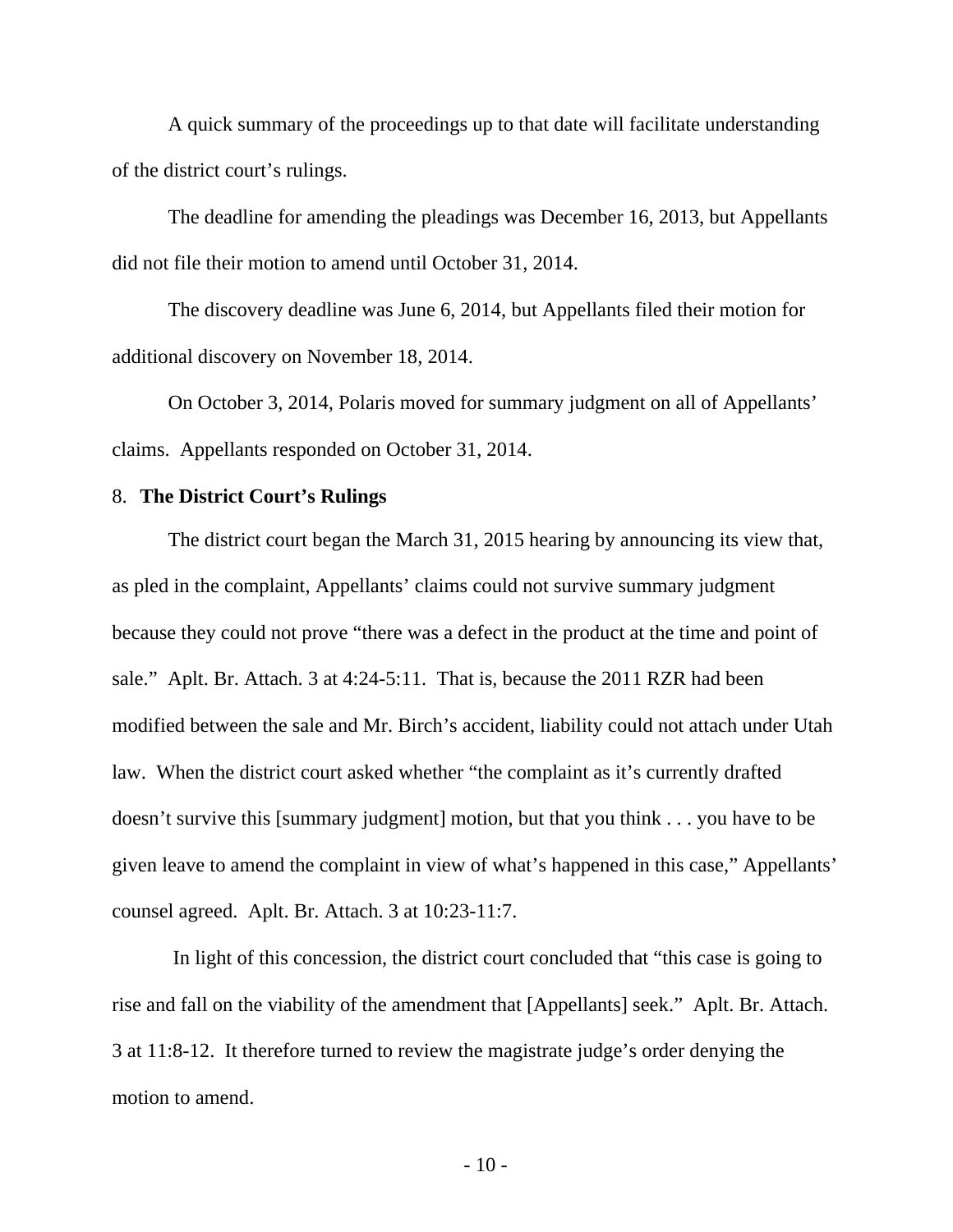A quick summary of the proceedings up to that date will facilitate understanding of the district court's rulings.

The deadline for amending the pleadings was December 16, 2013, but Appellants did not file their motion to amend until October 31, 2014.

The discovery deadline was June 6, 2014, but Appellants filed their motion for additional discovery on November 18, 2014.

On October 3, 2014, Polaris moved for summary judgment on all of Appellants' claims. Appellants responded on October 31, 2014.

### 8. **The District Court's Rulings**

The district court began the March 31, 2015 hearing by announcing its view that, as pled in the complaint, Appellants' claims could not survive summary judgment because they could not prove "there was a defect in the product at the time and point of sale." Aplt. Br. Attach. 3 at 4:24-5:11. That is, because the 2011 RZR had been modified between the sale and Mr. Birch's accident, liability could not attach under Utah law. When the district court asked whether "the complaint as it's currently drafted doesn't survive this [summary judgment] motion, but that you think . . . you have to be given leave to amend the complaint in view of what's happened in this case," Appellants' counsel agreed. Aplt. Br. Attach. 3 at 10:23-11:7.

In light of this concession, the district court concluded that "this case is going to rise and fall on the viability of the amendment that [Appellants] seek." Aplt. Br. Attach. 3 at 11:8-12. It therefore turned to review the magistrate judge's order denying the motion to amend.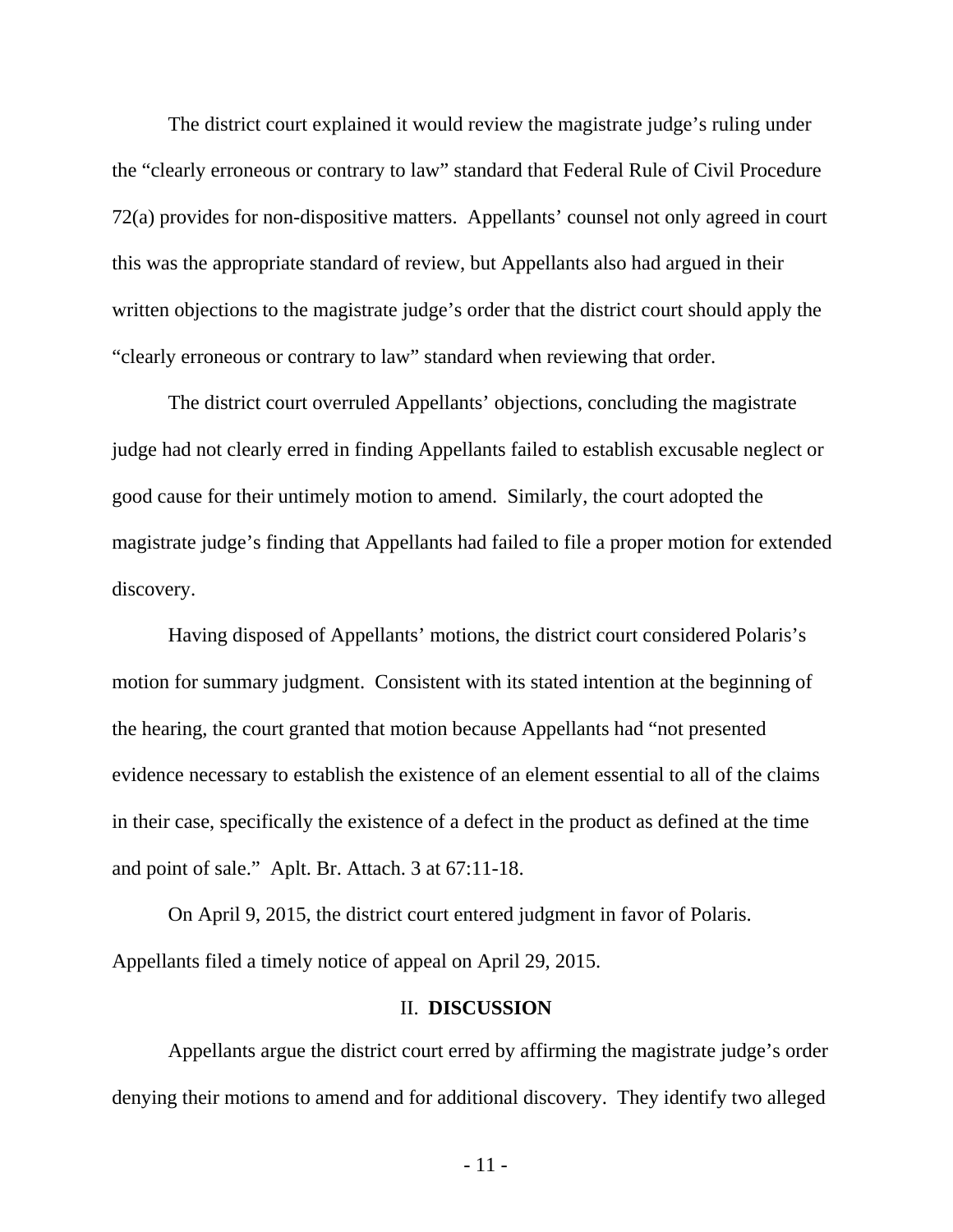The district court explained it would review the magistrate judge's ruling under the "clearly erroneous or contrary to law" standard that Federal Rule of Civil Procedure 72(a) provides for non-dispositive matters. Appellants' counsel not only agreed in court this was the appropriate standard of review, but Appellants also had argued in their written objections to the magistrate judge's order that the district court should apply the "clearly erroneous or contrary to law" standard when reviewing that order.

The district court overruled Appellants' objections, concluding the magistrate judge had not clearly erred in finding Appellants failed to establish excusable neglect or good cause for their untimely motion to amend. Similarly, the court adopted the magistrate judge's finding that Appellants had failed to file a proper motion for extended discovery.

Having disposed of Appellants' motions, the district court considered Polaris's motion for summary judgment. Consistent with its stated intention at the beginning of the hearing, the court granted that motion because Appellants had "not presented evidence necessary to establish the existence of an element essential to all of the claims in their case, specifically the existence of a defect in the product as defined at the time and point of sale." Aplt. Br. Attach. 3 at 67:11-18.

On April 9, 2015, the district court entered judgment in favor of Polaris. Appellants filed a timely notice of appeal on April 29, 2015.

## II. **DISCUSSION**

Appellants argue the district court erred by affirming the magistrate judge's order denying their motions to amend and for additional discovery. They identify two alleged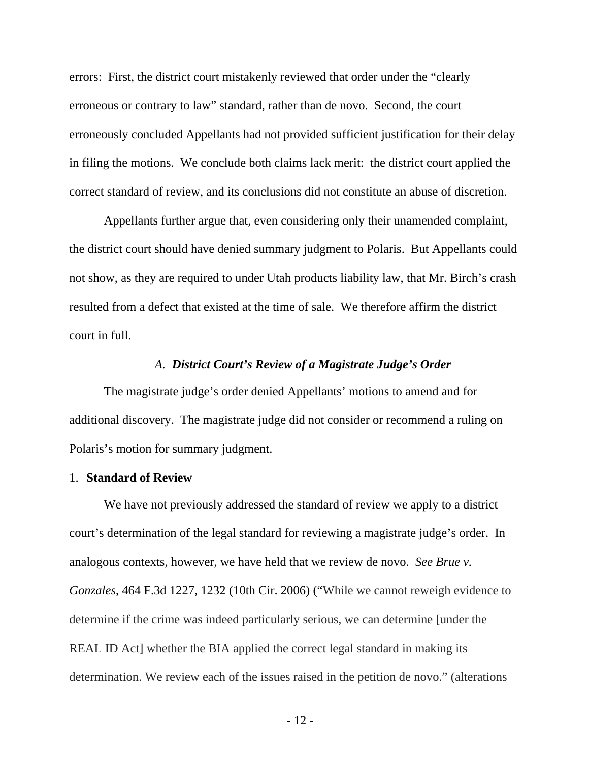errors: First, the district court mistakenly reviewed that order under the "clearly erroneous or contrary to law" standard, rather than de novo. Second, the court erroneously concluded Appellants had not provided sufficient justification for their delay in filing the motions. We conclude both claims lack merit: the district court applied the correct standard of review, and its conclusions did not constitute an abuse of discretion.

Appellants further argue that, even considering only their unamended complaint, the district court should have denied summary judgment to Polaris. But Appellants could not show, as they are required to under Utah products liability law, that Mr. Birch's crash resulted from a defect that existed at the time of sale. We therefore affirm the district court in full.

### *A. District Court's Review of a Magistrate Judge's Order*

The magistrate judge's order denied Appellants' motions to amend and for additional discovery. The magistrate judge did not consider or recommend a ruling on Polaris's motion for summary judgment.

#### 1. **Standard of Review**

We have not previously addressed the standard of review we apply to a district court's determination of the legal standard for reviewing a magistrate judge's order. In analogous contexts, however, we have held that we review de novo. *See Brue v. Gonzales*, 464 F.3d 1227, 1232 (10th Cir. 2006) ("While we cannot reweigh evidence to determine if the crime was indeed particularly serious, we can determine [under the REAL ID Act] whether the BIA applied the correct legal standard in making its determination. We review each of the issues raised in the petition de novo." (alterations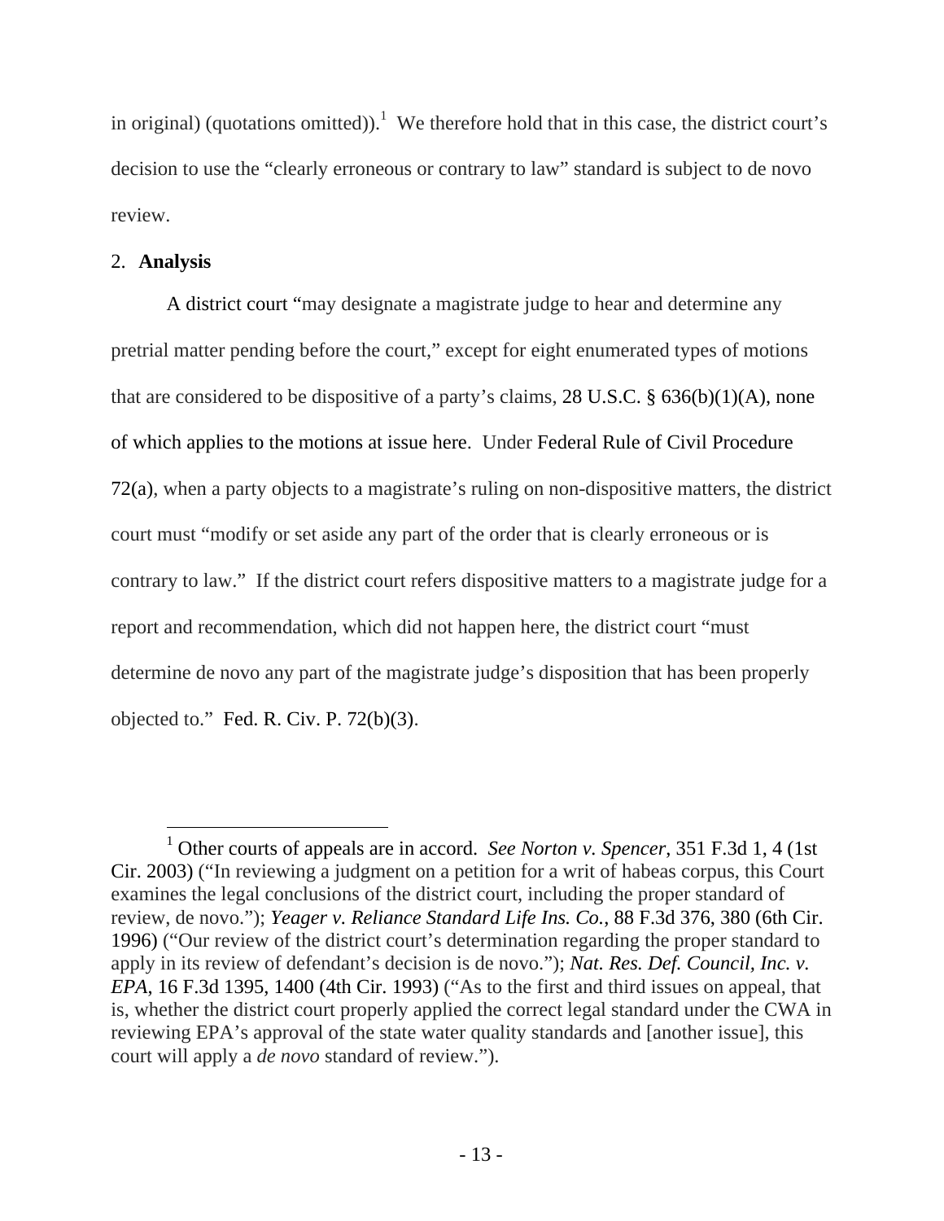in original) (quotations omitted)).[1] We therefore hold that in this case, the district court's decision to use the "clearly erroneous or contrary to law" standard is subject to de novo review.

2. **Analysis**

A district court "may designate a magistrate judge to hear and determine any pretrial matter pending before the court," except for eight enumerated types of motions that are considered to be dispositive of a party's claims, 28 U.S.C. § 636(b)(1)(A), none of which applies to the motions at issue here. Under Federal Rule of Civil Procedure 72(a), when a party objects to a magistrate's ruling on non-dispositive matters, the district court must "modify or set aside any part of the order that is clearly erroneous or is contrary to law." If the district court refers dispositive matters to a magistrate judge for a report and recommendation, which did not happen here, the district court "must determine de novo any part of the magistrate judge's disposition that has been properly objected to." Fed. R. Civ. P. 72(b)(3).

[1] Other courts of appeals are in accord. *See Norton v. Spencer*, 351 F.3d 1, 4 (1st Cir. 2003) ("In reviewing a judgment on a petition for a writ of habeas corpus, this Court examines the legal conclusions of the district court, including the proper standard of review, de novo."); *Yeager v. Reliance Standard Life Ins. Co.*, 88 F.3d 376, 380 (6th Cir. 1996) ("Our review of the district court's determination regarding the proper standard to apply in its review of defendant's decision is de novo."); *Nat. Res. Def. Council, Inc. v. EPA*, 16 F.3d 1395, 1400 (4th Cir. 1993) ("As to the first and third issues on appeal, that is, whether the district court properly applied the correct legal standard under the CWA in reviewing EPA's approval of the state water quality standards and [another issue], this court will apply a *de novo* standard of review.").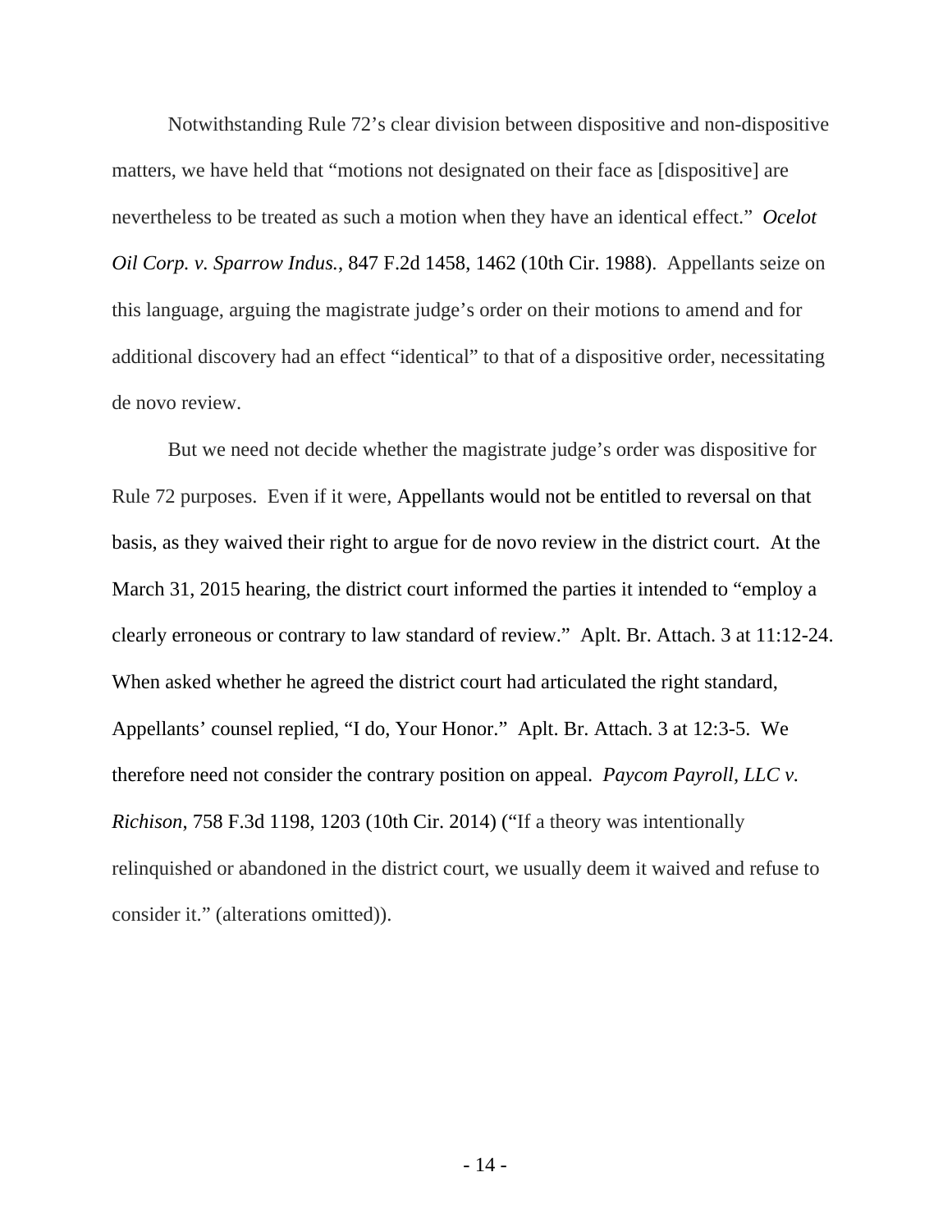Notwithstanding Rule 72's clear division between dispositive and non-dispositive matters, we have held that "motions not designated on their face as [dispositive] are nevertheless to be treated as such a motion when they have an identical effect." *Ocelot Oil Corp. v. Sparrow Indus.*, 847 F.2d 1458, 1462 (10th Cir. 1988). Appellants seize on this language, arguing the magistrate judge's order on their motions to amend and for additional discovery had an effect "identical" to that of a dispositive order, necessitating de novo review.

But we need not decide whether the magistrate judge's order was dispositive for Rule 72 purposes. Even if it were, Appellants would not be entitled to reversal on that basis, as they waived their right to argue for de novo review in the district court. At the March 31, 2015 hearing, the district court informed the parties it intended to "employ a clearly erroneous or contrary to law standard of review." Aplt. Br. Attach. 3 at 11:12-24. When asked whether he agreed the district court had articulated the right standard, Appellants' counsel replied, "I do, Your Honor." Aplt. Br. Attach. 3 at 12:3-5. We therefore need not consider the contrary position on appeal. *Paycom Payroll, LLC v. Richison*, 758 F.3d 1198, 1203 (10th Cir. 2014) ("If a theory was intentionally relinquished or abandoned in the district court, we usually deem it waived and refuse to consider it." (alterations omitted)).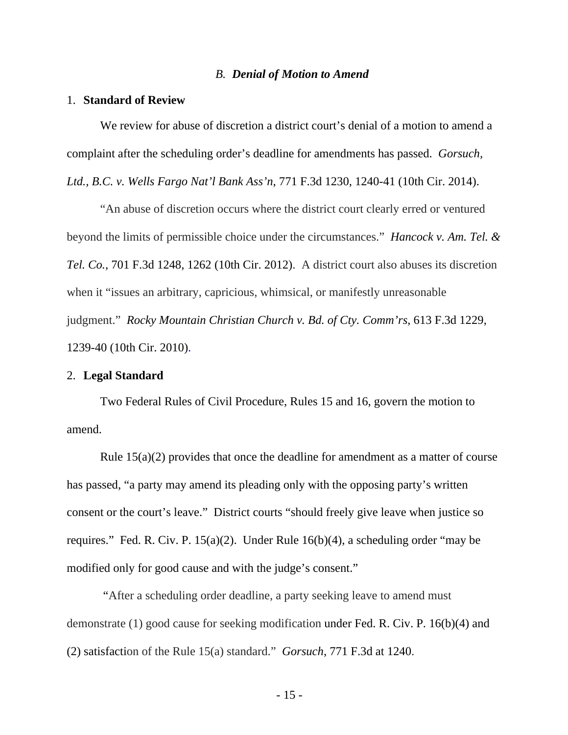### *B. Denial of Motion to Amend*

#### 1. **Standard of Review**

We review for abuse of discretion a district court's denial of a motion to amend a complaint after the scheduling order's deadline for amendments has passed. *Gorsuch, Ltd., B.C. v. Wells Fargo Nat'l Bank Ass'n*, 771 F.3d 1230, 1240-41 (10th Cir. 2014).

"An abuse of discretion occurs where the district court clearly erred or ventured beyond the limits of permissible choice under the circumstances." *Hancock v. Am. Tel. & Tel. Co.*, 701 F.3d 1248, 1262 (10th Cir. 2012). A district court also abuses its discretion when it "issues an arbitrary, capricious, whimsical, or manifestly unreasonable judgment." *Rocky Mountain Christian Church v. Bd. of Cty. Comm'rs*, 613 F.3d 1229, 1239-40 (10th Cir. 2010).

#### 2. **Legal Standard**

Two Federal Rules of Civil Procedure, Rules 15 and 16, govern the motion to amend.

Rule 15(a)(2) provides that once the deadline for amendment as a matter of course has passed, "a party may amend its pleading only with the opposing party's written consent or the court's leave." District courts "should freely give leave when justice so requires." Fed. R. Civ. P. 15(a)(2). Under Rule 16(b)(4), a scheduling order "may be modified only for good cause and with the judge's consent."

"After a scheduling order deadline, a party seeking leave to amend must demonstrate (1) good cause for seeking modification under Fed. R. Civ. P. 16(b)(4) and (2) satisfaction of the Rule 15(a) standard." *Gorsuch*, 771 F.3d at 1240.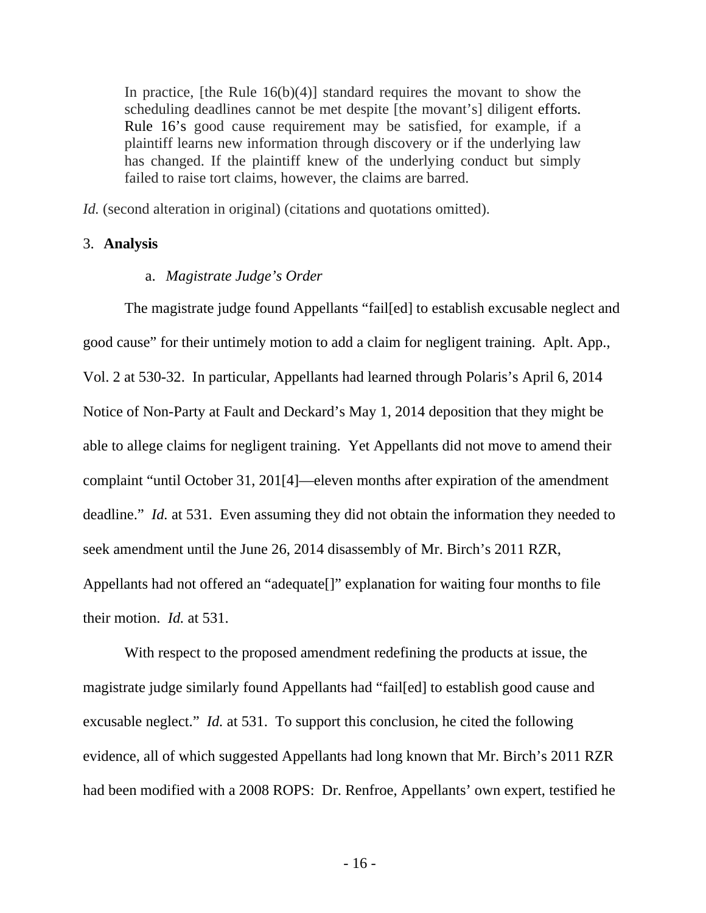> In practice, [the Rule 16(b)(4)] standard requires the movant to show the scheduling deadlines cannot be met despite [the movant's] diligent efforts. Rule 16's good cause requirement may be satisfied, for example, if a plaintiff learns new information through discovery or if the underlying law has changed. If the plaintiff knew of the underlying conduct but simply failed to raise tort claims, however, the claims are barred.

*Id.* (second alteration in original) (citations and quotations omitted).

3. **Analysis**

a. *Magistrate Judge's Order*

The magistrate judge found Appellants "fail[ed] to establish excusable neglect and good cause" for their untimely motion to add a claim for negligent training. Aplt. App., Vol. 2 at 530-32. In particular, Appellants had learned through Polaris's April 6, 2014 Notice of Non-Party at Fault and Deckard's May 1, 2014 deposition that they might be able to allege claims for negligent training. Yet Appellants did not move to amend their complaint "until October 31, 201[4]—eleven months after expiration of the amendment deadline." *Id.* at 531. Even assuming they did not obtain the information they needed to seek amendment until the June 26, 2014 disassembly of Mr. Birch's 2011 RZR, Appellants had not offered an "adequate[]" explanation for waiting four months to file their motion. *Id.* at 531.

With respect to the proposed amendment redefining the products at issue, the magistrate judge similarly found Appellants had "fail[ed] to establish good cause and excusable neglect." *Id.* at 531. To support this conclusion, he cited the following evidence, all of which suggested Appellants had long known that Mr. Birch's 2011 RZR had been modified with a 2008 ROPS: Dr. Renfroe, Appellants' own expert, testified he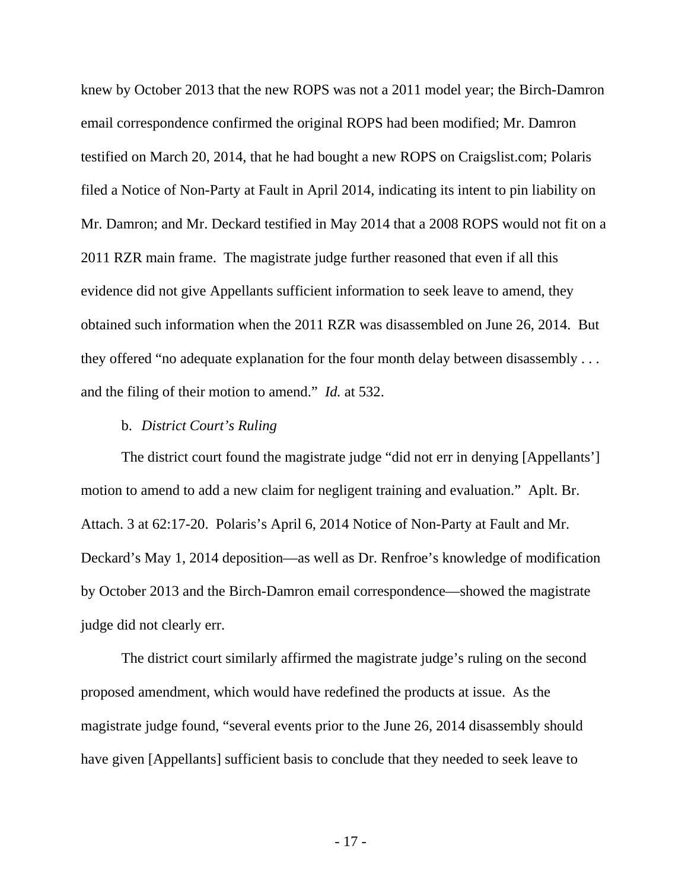knew by October 2013 that the new ROPS was not a 2011 model year; the Birch-Damron email correspondence confirmed the original ROPS had been modified; Mr. Damron testified on March 20, 2014, that he had bought a new ROPS on Craigslist.com; Polaris filed a Notice of Non-Party at Fault in April 2014, indicating its intent to pin liability on Mr. Damron; and Mr. Deckard testified in May 2014 that a 2008 ROPS would not fit on a 2011 RZR main frame. The magistrate judge further reasoned that even if all this evidence did not give Appellants sufficient information to seek leave to amend, they obtained such information when the 2011 RZR was disassembled on June 26, 2014. But they offered "no adequate explanation for the four month delay between disassembly . . . and the filing of their motion to amend." *Id.* at 532.

b. *District Court's Ruling*

The district court found the magistrate judge "did not err in denying [Appellants'] motion to amend to add a new claim for negligent training and evaluation." Aplt. Br. Attach. 3 at 62:17-20. Polaris's April 6, 2014 Notice of Non-Party at Fault and Mr. Deckard's May 1, 2014 deposition—as well as Dr. Renfroe's knowledge of modification by October 2013 and the Birch-Damron email correspondence—showed the magistrate judge did not clearly err.

The district court similarly affirmed the magistrate judge's ruling on the second proposed amendment, which would have redefined the products at issue. As the magistrate judge found, "several events prior to the June 26, 2014 disassembly should have given [Appellants] sufficient basis to conclude that they needed to seek leave to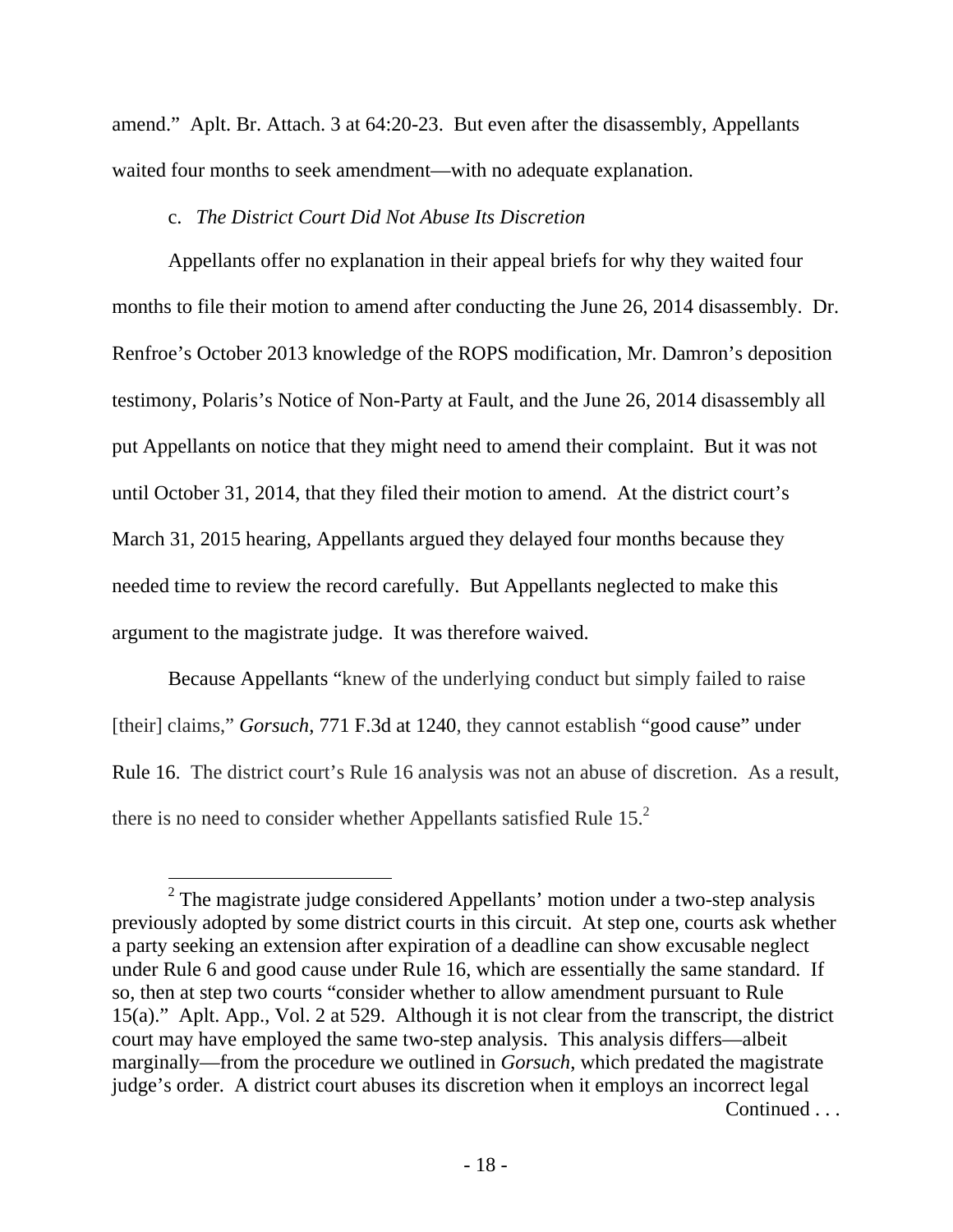amend." Aplt. Br. Attach. 3 at 64:20-23. But even after the disassembly, Appellants waited four months to seek amendment—with no adequate explanation.

c. *The District Court Did Not Abuse Its Discretion*

Appellants offer no explanation in their appeal briefs for why they waited four months to file their motion to amend after conducting the June 26, 2014 disassembly. Dr. Renfroe's October 2013 knowledge of the ROPS modification, Mr. Damron's deposition testimony, Polaris's Notice of Non-Party at Fault, and the June 26, 2014 disassembly all put Appellants on notice that they might need to amend their complaint. But it was not until October 31, 2014, that they filed their motion to amend. At the district court's March 31, 2015 hearing, Appellants argued they delayed four months because they needed time to review the record carefully. But Appellants neglected to make this argument to the magistrate judge. It was therefore waived.

Because Appellants "knew of the underlying conduct but simply failed to raise [their] claims," *Gorsuch*, 771 F.3d at 1240, they cannot establish "good cause" under Rule 16. The district court's Rule 16 analysis was not an abuse of discretion. As a result, there is no need to consider whether Appellants satisfied Rule 15.[2]

---

[2] The magistrate judge considered Appellants' motion under a two-step analysis previously adopted by some district courts in this circuit. At step one, courts ask whether a party seeking an extension after expiration of a deadline can show excusable neglect under Rule 6 and good cause under Rule 16, which are essentially the same standard. If so, then at step two courts "consider whether to allow amendment pursuant to Rule 15(a)." Aplt. App., Vol. 2 at 529. Although it is not clear from the transcript, the district court may have employed the same two-step analysis. This analysis differs—albeit marginally—from the procedure we outlined in *Gorsuch*, which predated the magistrate judge's order. A district court abuses its discretion when it employs an incorrect legal

Continued . . .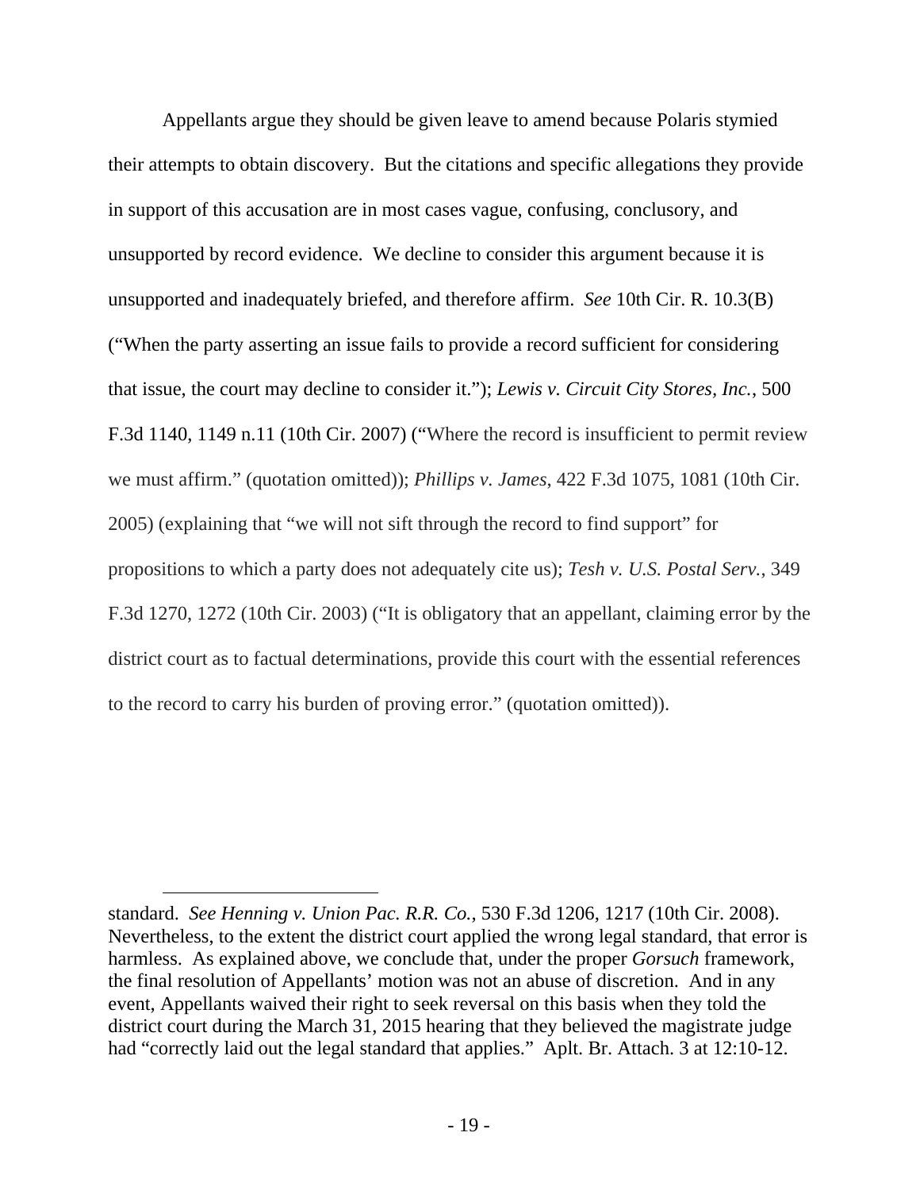Appellants argue they should be given leave to amend because Polaris stymied their attempts to obtain discovery. But the citations and specific allegations they provide in support of this accusation are in most cases vague, confusing, conclusory, and unsupported by record evidence. We decline to consider this argument because it is unsupported and inadequately briefed, and therefore affirm. *See* 10th Cir. R. 10.3(B) ("When the party asserting an issue fails to provide a record sufficient for considering that issue, the court may decline to consider it."); *Lewis v. Circuit City Stores, Inc.*, 500 F.3d 1140, 1149 n.11 (10th Cir. 2007) ("Where the record is insufficient to permit review we must affirm." (quotation omitted)); *Phillips v. James*, 422 F.3d 1075, 1081 (10th Cir. 2005) (explaining that "we will not sift through the record to find support" for propositions to which a party does not adequately cite us); *Tesh v. U.S. Postal Serv.*, 349 F.3d 1270, 1272 (10th Cir. 2003) ("It is obligatory that an appellant, claiming error by the district court as to factual determinations, provide this court with the essential references to the record to carry his burden of proving error." (quotation omitted)).

---

standard. *See Henning v. Union Pac. R.R. Co.*, 530 F.3d 1206, 1217 (10th Cir. 2008). Nevertheless, to the extent the district court applied the wrong legal standard, that error is harmless. As explained above, we conclude that, under the proper *Gorsuch* framework, the final resolution of Appellants' motion was not an abuse of discretion. And in any event, Appellants waived their right to seek reversal on this basis when they told the district court during the March 31, 2015 hearing that they believed the magistrate judge had "correctly laid out the legal standard that applies." Aplt. Br. Attach. 3 at 12:10-12.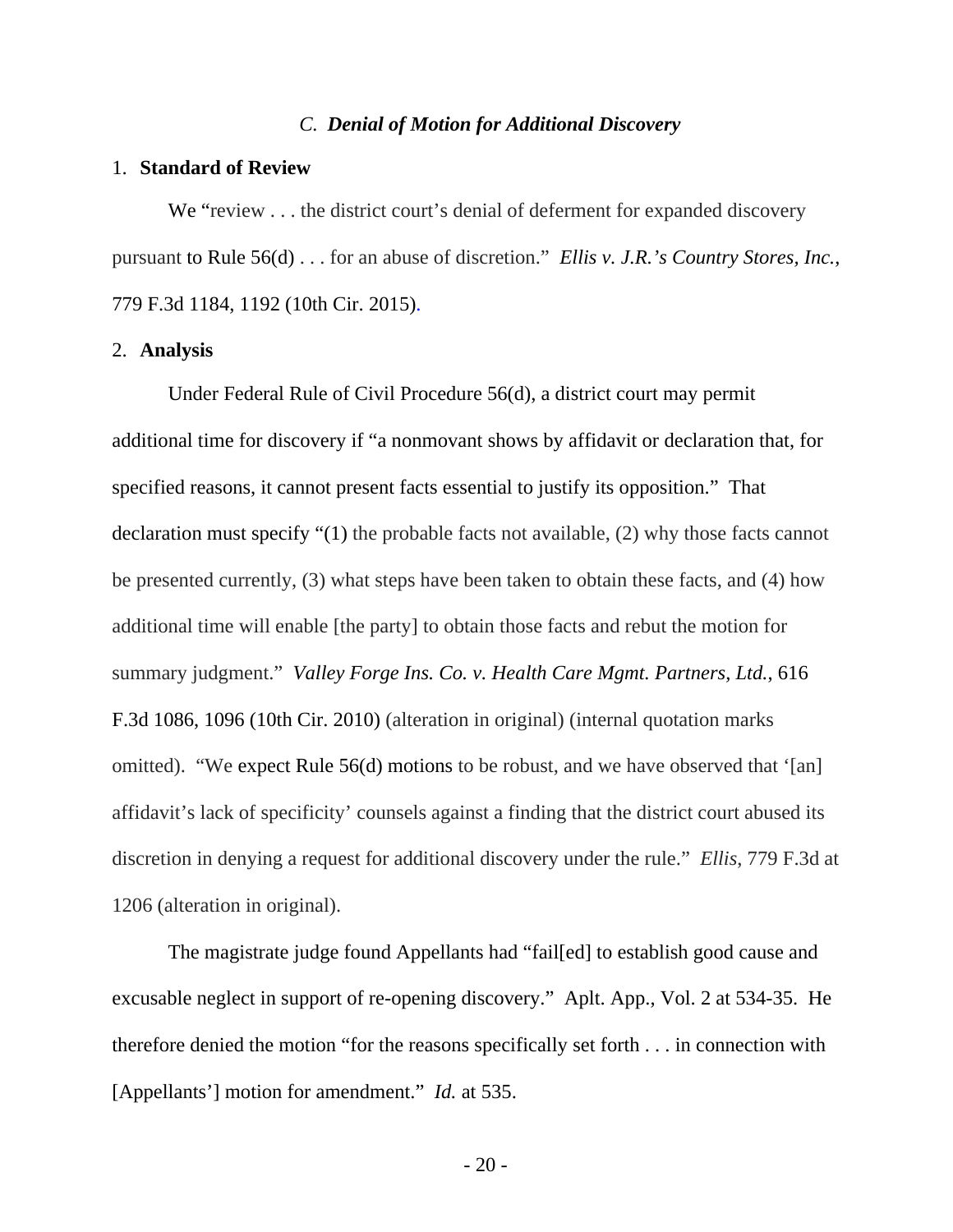### *C. Denial of Motion for Additional Discovery*

1. **Standard of Review**

We "review . . . the district court's denial of deferment for expanded discovery pursuant to Rule 56(d) . . . for an abuse of discretion." *Ellis v. J.R.'s Country Stores, Inc.*, 779 F.3d 1184, 1192 (10th Cir. 2015).

2. **Analysis**

Under Federal Rule of Civil Procedure 56(d), a district court may permit additional time for discovery if "a nonmovant shows by affidavit or declaration that, for specified reasons, it cannot present facts essential to justify its opposition." That declaration must specify "(1) the probable facts not available, (2) why those facts cannot be presented currently, (3) what steps have been taken to obtain these facts, and (4) how additional time will enable [the party] to obtain those facts and rebut the motion for summary judgment." *Valley Forge Ins. Co. v. Health Care Mgmt. Partners, Ltd.*, 616 F.3d 1086, 1096 (10th Cir. 2010) (alteration in original) (internal quotation marks omitted). "We expect Rule 56(d) motions to be robust, and we have observed that '[an] affidavit's lack of specificity' counsels against a finding that the district court abused its discretion in denying a request for additional discovery under the rule." *Ellis*, 779 F.3d at 1206 (alteration in original).

The magistrate judge found Appellants had "fail[ed] to establish good cause and excusable neglect in support of re-opening discovery." Aplt. App., Vol. 2 at 534-35. He therefore denied the motion "for the reasons specifically set forth . . . in connection with [Appellants'] motion for amendment." *Id.* at 535.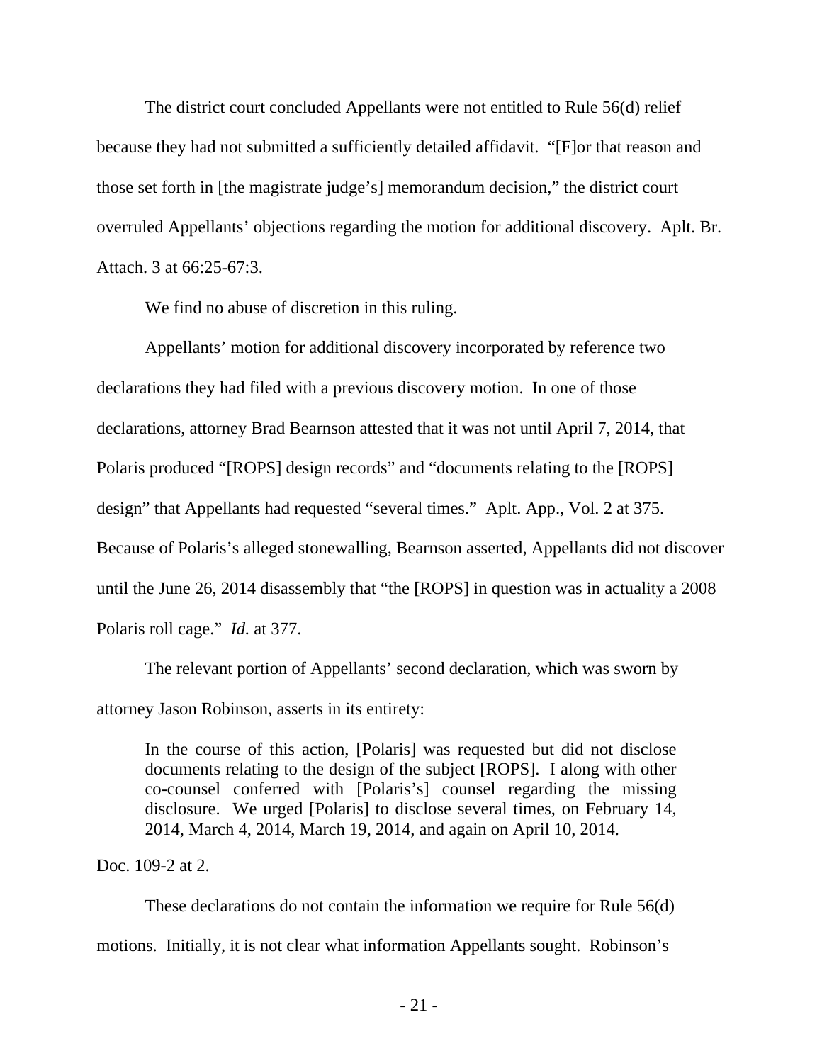The district court concluded Appellants were not entitled to Rule 56(d) relief because they had not submitted a sufficiently detailed affidavit. "[F]or that reason and those set forth in [the magistrate judge's] memorandum decision," the district court overruled Appellants' objections regarding the motion for additional discovery. Aplt. Br. Attach. 3 at 66:25-67:3.

We find no abuse of discretion in this ruling.

Appellants' motion for additional discovery incorporated by reference two declarations they had filed with a previous discovery motion. In one of those declarations, attorney Brad Bearnson attested that it was not until April 7, 2014, that Polaris produced "[ROPS] design records" and "documents relating to the [ROPS] design" that Appellants had requested "several times." Aplt. App., Vol. 2 at 375. Because of Polaris's alleged stonewalling, Bearnson asserted, Appellants did not discover until the June 26, 2014 disassembly that "the [ROPS] in question was in actuality a 2008 Polaris roll cage." *Id.* at 377.

The relevant portion of Appellants' second declaration, which was sworn by attorney Jason Robinson, asserts in its entirety:

> In the course of this action, [Polaris] was requested but did not disclose documents relating to the design of the subject [ROPS]. I along with other co-counsel conferred with [Polaris's] counsel regarding the missing disclosure. We urged [Polaris] to disclose several times, on February 14, 2014, March 4, 2014, March 19, 2014, and again on April 10, 2014.

Doc. 109-2 at 2.

These declarations do not contain the information we require for Rule 56(d) motions. Initially, it is not clear what information Appellants sought. Robinson's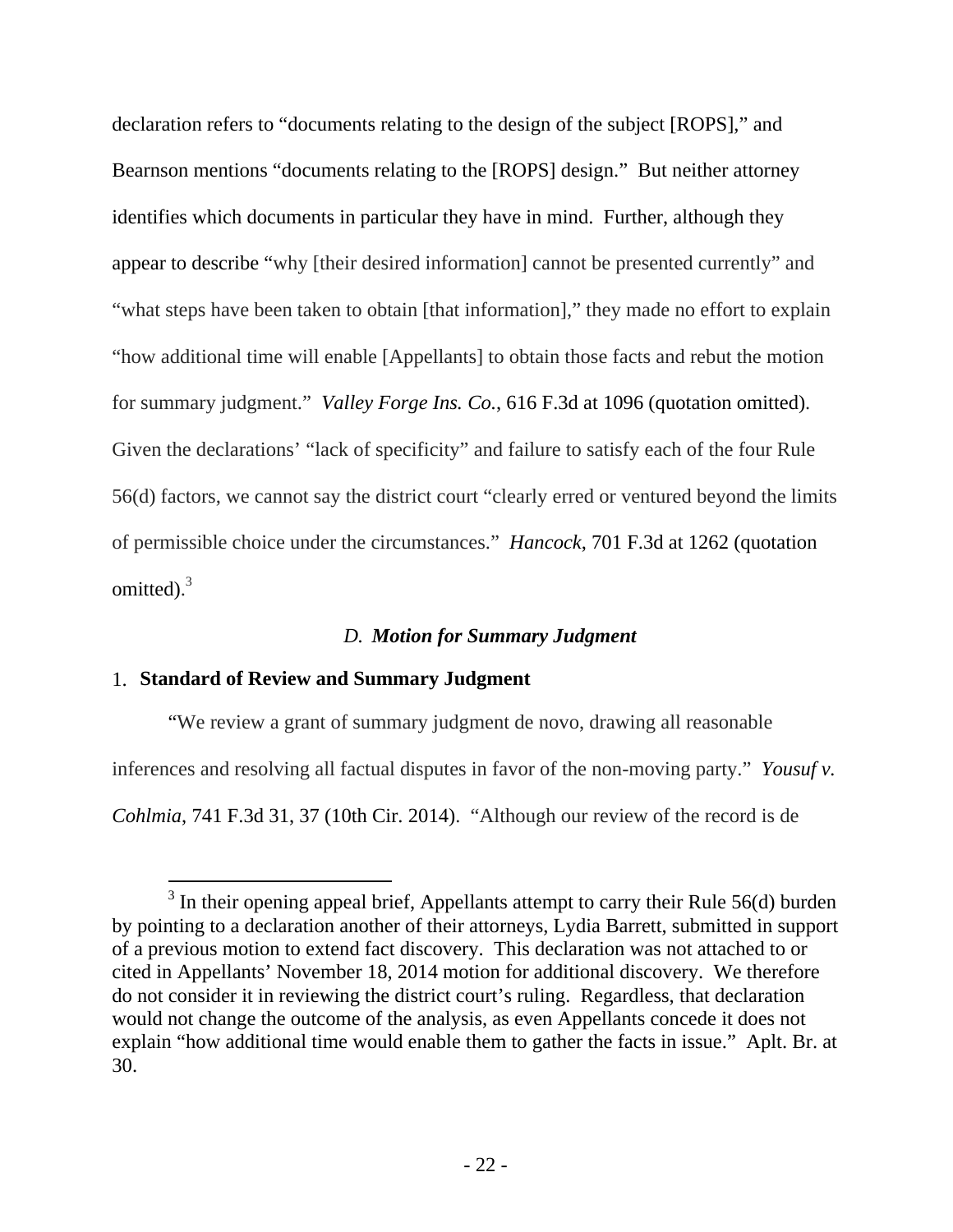declaration refers to "documents relating to the design of the subject [ROPS]," and Bearnson mentions "documents relating to the [ROPS] design." But neither attorney identifies which documents in particular they have in mind. Further, although they appear to describe "why [their desired information] cannot be presented currently" and "what steps have been taken to obtain [that information]," they made no effort to explain "how additional time will enable [Appellants] to obtain those facts and rebut the motion for summary judgment." *Valley Forge Ins. Co.*, 616 F.3d at 1096 (quotation omitted). Given the declarations' "lack of specificity" and failure to satisfy each of the four Rule 56(d) factors, we cannot say the district court "clearly erred or ventured beyond the limits of permissible choice under the circumstances." *Hancock*, 701 F.3d at 1262 (quotation omitted).[3]

### *D. Motion for Summary Judgment*

#### 1. Standard of Review and Summary Judgment

"We review a grant of summary judgment de novo, drawing all reasonable inferences and resolving all factual disputes in favor of the non-moving party." *Yousuf v. Cohlmia*, 741 F.3d 31, 37 (10th Cir. 2014). "Although our review of the record is de

---

[3] In their opening appeal brief, Appellants attempt to carry their Rule 56(d) burden by pointing to a declaration another of their attorneys, Lydia Barrett, submitted in support of a previous motion to extend fact discovery. This declaration was not attached to or cited in Appellants' November 18, 2014 motion for additional discovery. We therefore do not consider it in reviewing the district court's ruling. Regardless, that declaration would not change the outcome of the analysis, as even Appellants concede it does not explain "how additional time would enable them to gather the facts in issue." Aplt. Br. at 30.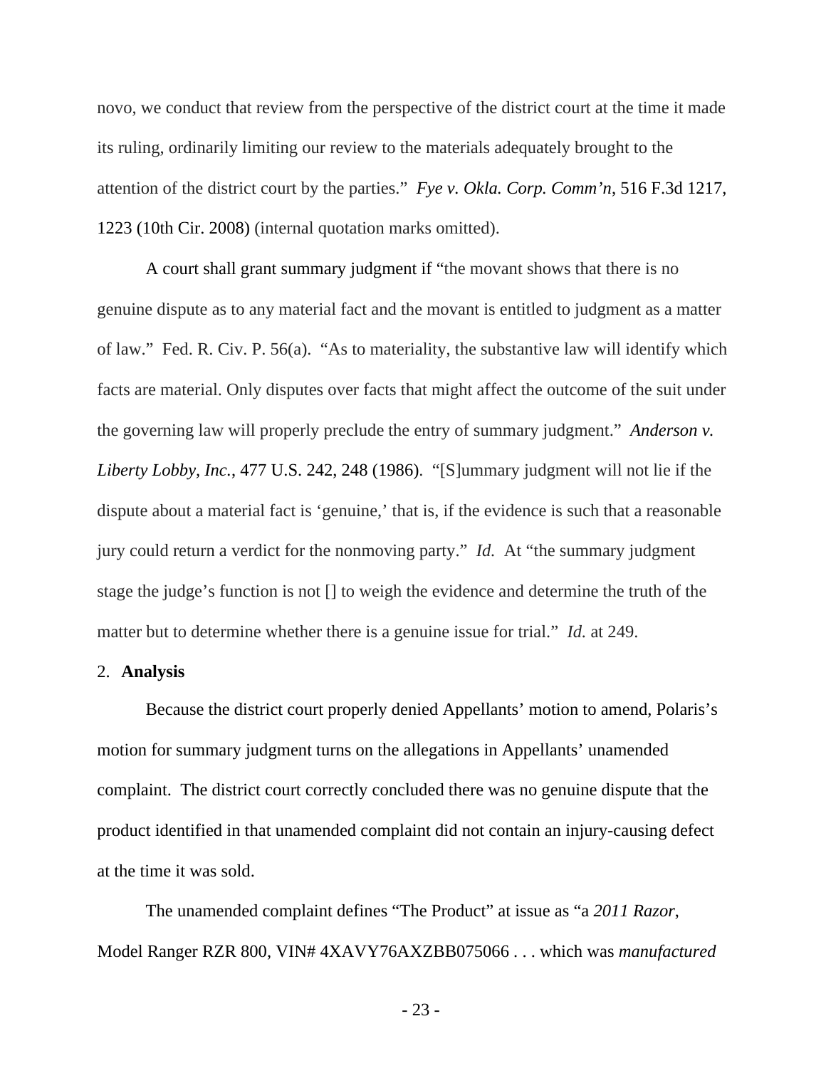novo, we conduct that review from the perspective of the district court at the time it made its ruling, ordinarily limiting our review to the materials adequately brought to the attention of the district court by the parties." *Fye v. Okla. Corp. Comm'n*, 516 F.3d 1217, 1223 (10th Cir. 2008) (internal quotation marks omitted).

A court shall grant summary judgment if "the movant shows that there is no genuine dispute as to any material fact and the movant is entitled to judgment as a matter of law." Fed. R. Civ. P. 56(a). "As to materiality, the substantive law will identify which facts are material. Only disputes over facts that might affect the outcome of the suit under the governing law will properly preclude the entry of summary judgment." *Anderson v. Liberty Lobby, Inc.*, 477 U.S. 242, 248 (1986). "[S]ummary judgment will not lie if the dispute about a material fact is 'genuine,' that is, if the evidence is such that a reasonable jury could return a verdict for the nonmoving party." *Id.* At "the summary judgment stage the judge's function is not [] to weigh the evidence and determine the truth of the matter but to determine whether there is a genuine issue for trial." *Id.* at 249.

2. **Analysis**

Because the district court properly denied Appellants' motion to amend, Polaris's motion for summary judgment turns on the allegations in Appellants' unamended complaint. The district court correctly concluded there was no genuine dispute that the product identified in that unamended complaint did not contain an injury-causing defect at the time it was sold.

The unamended complaint defines "The Product" at issue as "a *2011 Razor*, Model Ranger RZR 800, VIN# 4XAVY76AXZBB075066 . . . which was *manufactured*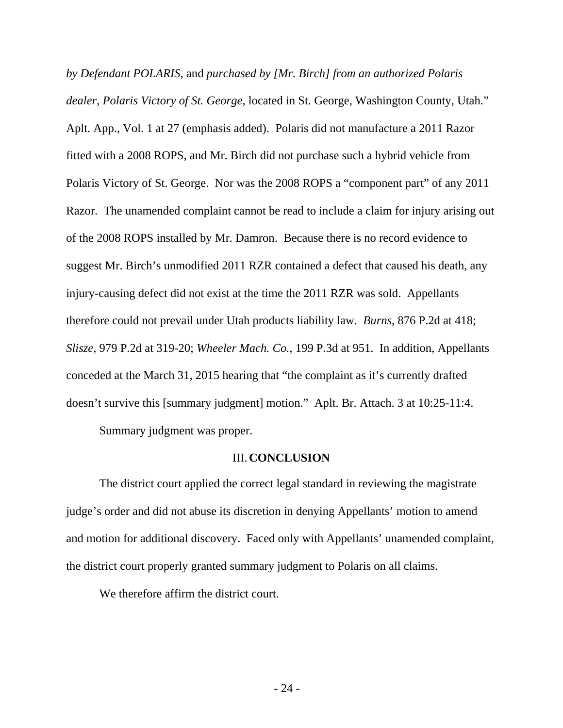*by Defendant POLARIS*, and *purchased by [Mr. Birch] from an authorized Polaris dealer, Polaris Victory of St. George*, located in St. George, Washington County, Utah." Aplt. App., Vol. 1 at 27 (emphasis added). Polaris did not manufacture a 2011 Razor fitted with a 2008 ROPS, and Mr. Birch did not purchase such a hybrid vehicle from Polaris Victory of St. George. Nor was the 2008 ROPS a "component part" of any 2011 Razor. The unamended complaint cannot be read to include a claim for injury arising out of the 2008 ROPS installed by Mr. Damron. Because there is no record evidence to suggest Mr. Birch's unmodified 2011 RZR contained a defect that caused his death, any injury-causing defect did not exist at the time the 2011 RZR was sold. Appellants therefore could not prevail under Utah products liability law. *Burns*, 876 P.2d at 418; *Slisze*, 979 P.2d at 319-20; *Wheeler Mach. Co.*, 199 P.3d at 951. In addition, Appellants conceded at the March 31, 2015 hearing that "the complaint as it's currently drafted doesn't survive this [summary judgment] motion." Aplt. Br. Attach. 3 at 10:25-11:4.

Summary judgment was proper.

## III. **CONCLUSION**

The district court applied the correct legal standard in reviewing the magistrate judge's order and did not abuse its discretion in denying Appellants' motion to amend and motion for additional discovery. Faced only with Appellants' unamended complaint, the district court properly granted summary judgment to Polaris on all claims.

We therefore affirm the district court.